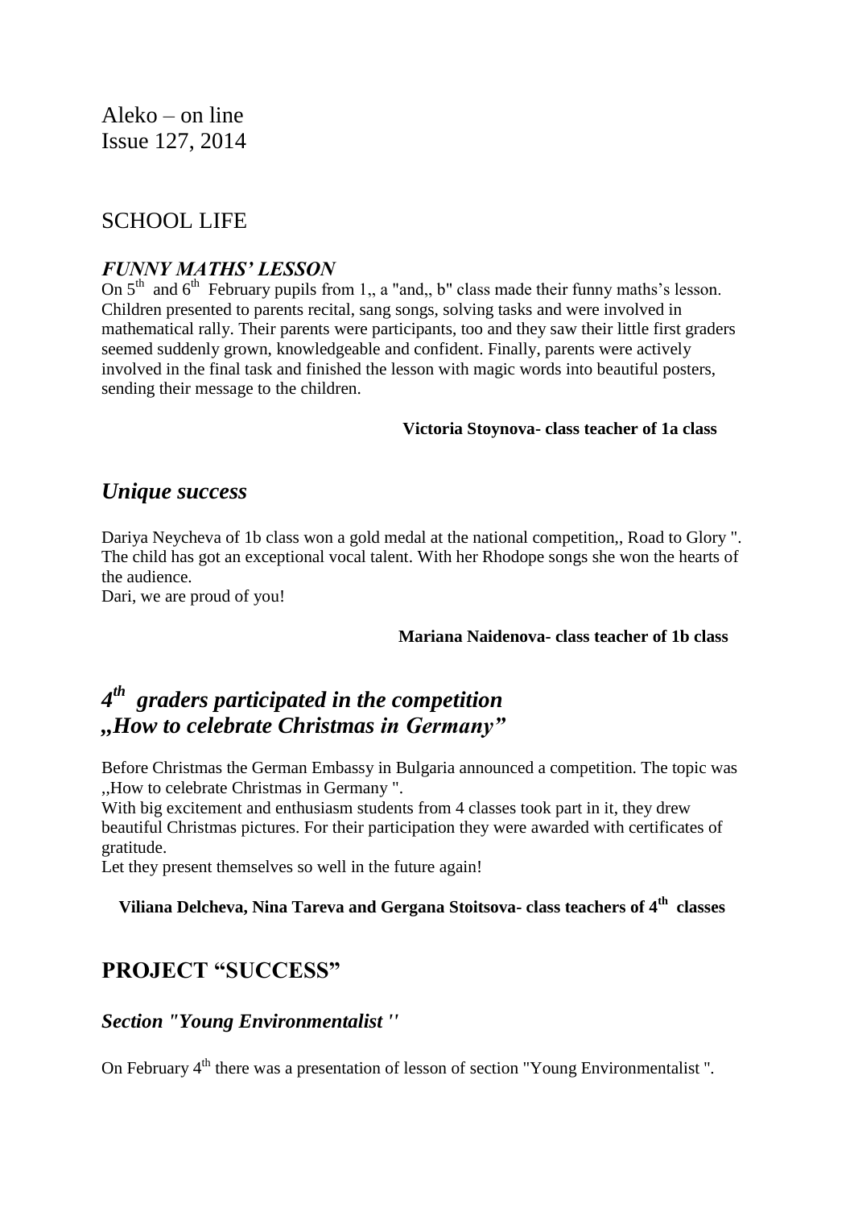Aleko – on line
Issue 127, 2014

## SCHOOL LIFE

### *FUNNY MATHS' LESSON*

On 5th and 6th February pupils from 1,, a "and,, b" class made their funny maths's lesson. Children presented to parents recital, sang songs, solving tasks and were involved in mathematical rally. Their parents were participants, too and they saw their little first graders seemed suddenly grown, knowledgeable and confident. Finally, parents were actively involved in the final task and finished the lesson with magic words into beautiful posters, sending their message to the children.

**Victoria Stoynova- class teacher of 1a class**

## *Unique success*

Dariya Neycheva of 1b class won a gold medal at the national competition,, Road to Glory ". The child has got an exceptional vocal talent. With her Rhodope songs she won the hearts of the audience.
Dari, we are proud of you!

**Mariana Naidenova- class teacher of 1b class**

## *4th graders participated in the competition „How to celebrate Christmas in Germany"*

Before Christmas the German Embassy in Bulgaria announced a competition. The topic was ,,How to celebrate Christmas in Germany ".
With big excitement and enthusiasm students from 4 classes took part in it, they drew beautiful Christmas pictures. For their participation they were awarded with certificates of gratitude.
Let they present themselves so well in the future again!

**Viliana Delcheva, Nina Tareva and Gergana Stoitsova- class teachers of 4th classes**

## PROJECT "SUCCESS"

### *Section "Young Environmentalist ''*

On February 4th there was a presentation of lesson of section "Young Environmentalist ".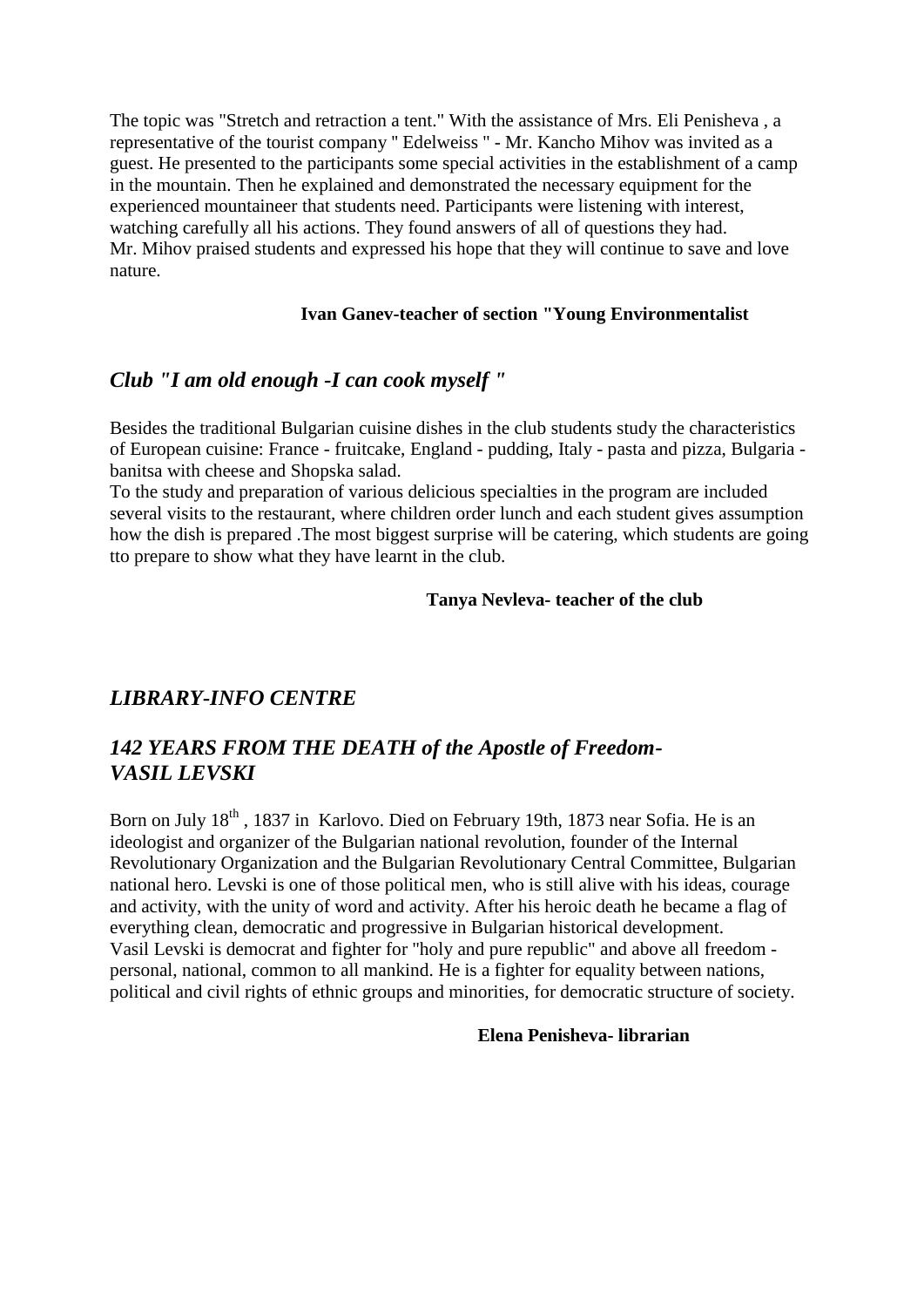The topic was "Stretch and retraction a tent." With the assistance of Mrs. Eli Penisheva , a representative of the tourist company " Edelweiss " - Mr. Kancho Mihov was invited as a guest. He presented to the participants some special activities in the establishment of a camp in the mountain. Then he explained and demonstrated the necessary equipment for the experienced mountaineer that students need. Participants were listening with interest, watching carefully all his actions. They found answers of all of questions they had.
Mr. Mihov praised students and expressed his hope that they will continue to save and love nature.

**Ivan Ganev-teacher of section "Young Environmentalist**

## *Club "I am old enough -I can cook myself "*

Besides the traditional Bulgarian cuisine dishes in the club students study the characteristics of European cuisine: France - fruitcake, England - pudding, Italy - pasta and pizza, Bulgaria - banitsa with cheese and Shopska salad.
To the study and preparation of various delicious specialties in the program are included several visits to the restaurant, where children order lunch and each student gives assumption how the dish is prepared .The most biggest surprise will be catering, which students are going tto prepare to show what they have learnt in the club.

**Tanya Nevleva- teacher of the club**

## *LIBRARY-INFO CENTRE*

## *142 YEARS FROM THE DEATH of the Apostle of Freedom- VASIL LEVSKI*

Born on July 18th , 1837 in Karlovo. Died on February 19th, 1873 near Sofia. He is an ideologist and organizer of the Bulgarian national revolution, founder of the Internal Revolutionary Organization and the Bulgarian Revolutionary Central Committee, Bulgarian national hero. Levski is one of those political men, who is still alive with his ideas, courage and activity, with the unity of word and activity. After his heroic death he became a flag of everything clean, democratic and progressive in Bulgarian historical development.
Vasil Levski is democrat and fighter for "holy and pure republic" and above all freedom - personal, national, common to all mankind. He is a fighter for equality between nations, political and civil rights of ethnic groups and minorities, for democratic structure of society.

**Elena Penisheva- librarian**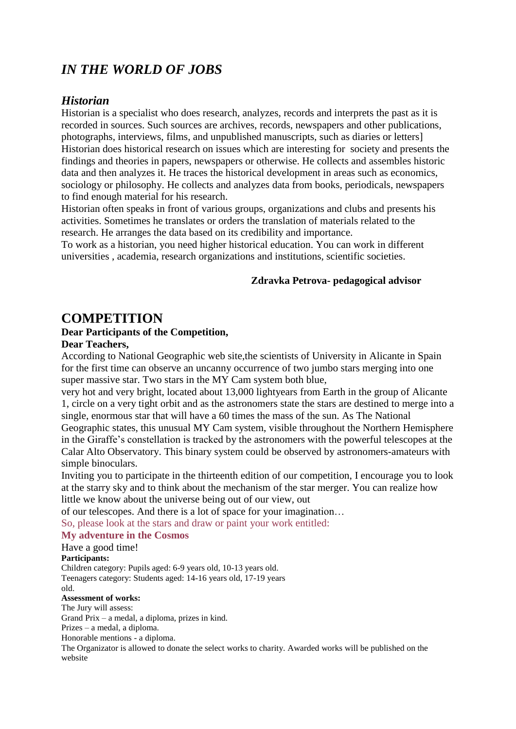## *IN THE WORLD OF JOBS*

### *Historian*

Historian is a specialist who does research, analyzes, records and interprets the past as it is recorded in sources. Such sources are archives, records, newspapers and other publications, photographs, interviews, films, and unpublished manuscripts, such as diaries or letters]
Historian does historical research on issues which are interesting for society and presents the findings and theories in papers, newspapers or otherwise. He collects and assembles historic data and then analyzes it. He traces the historical development in areas such as economics, sociology or philosophy. He collects and analyzes data from books, periodicals, newspapers to find enough material for his research.
Historian often speaks in front of various groups, organizations and clubs and presents his activities. Sometimes he translates or orders the translation of materials related to the research. He arranges the data based on its credibility and importance.
To work as a historian, you need higher historical education. You can work in different universities , academia, research organizations and institutions, scientific societies.

**Zdravka Petrova- pedagogical advisor**

## COMPETITION

**Dear Participants of the Competition,**
**Dear Teachers,**

According to National Geographic web site,the scientists of University in Alicante in Spain for the first time can observe an uncanny occurrence of two jumbo stars merging into one super massive star. Two stars in the MY Cam system both blue,
very hot and very bright, located about 13,000 lightyears from Earth in the group of Alicante 1, circle on a very tight orbit and as the astronomers state the stars are destined to merge into a single, enormous star that will have a 60 times the mass of the sun. As The National Geographic states, this unusual MY Cam system, visible throughout the Northern Hemisphere in the Giraffe's constellation is tracked by the astronomers with the powerful telescopes at the Calar Alto Observatory. This binary system could be observed by astronomers-amateurs with simple binoculars.
Inviting you to participate in the thirteenth edition of our competition, I encourage you to look at the starry sky and to think about the mechanism of the star merger. You can realize how little we know about the universe being out of our view, out
of our telescopes. And there is a lot of space for your imagination…

So, please look at the stars and draw or paint your work entitled:

**My adventure in the Cosmos**

Have a good time!

**Participants:**

Children category: Pupils aged: 6-9 years old, 10-13 years old.
Teenagers category: Students aged: 14-16 years old, 17-19 years old.

**Assessment of works:**

The Jury will assess:
Grand Prix – a medal, a diploma, prizes in kind.
Prizes – a medal, a diploma.
Honorable mentions - a diploma.
The Organizator is allowed to donate the select works to charity. Awarded works will be published on the website